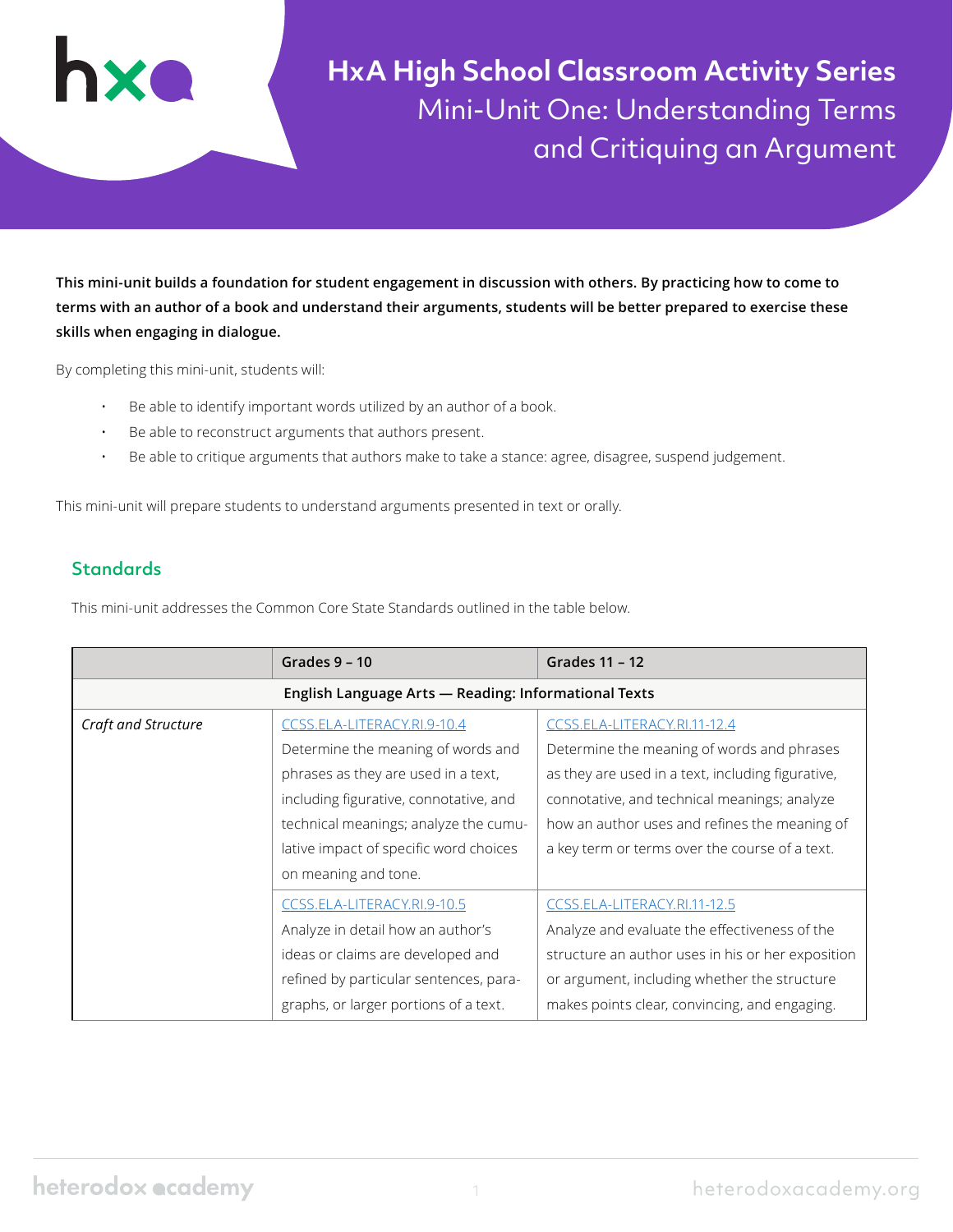# HxA High School Classroom Activity Series

## Mini-Unit One: Understanding Terms and Critiquing an Argument

**This mini-unit builds a foundation for student engagement in discussion with others. By practicing how to come to terms with an author of a book and understand their arguments, students will be better prepared to exercise these skills when engaging in dialogue.**

By completing this mini-unit, students will:

- Be able to identify important words utilized by an author of a book.
- Be able to reconstruct arguments that authors present.
- Be able to critique arguments that authors make to take a stance: agree, disagree, suspend judgement.

This mini-unit will prepare students to understand arguments presented in text or orally.

## Standards

This mini-unit addresses the Common Core State Standards outlined in the table below.

| | Grades 9 – 10 | Grades 11 – 12 |
|---|---|---|
| **English Language Arts — Reading: Informational Texts** | | |
| *Craft and Structure* | CCSS.ELA-LITERACY.RI.9-10.4 Determine the meaning of words and phrases as they are used in a text, including figurative, connotative, and technical meanings; analyze the cumulative impact of specific word choices on meaning and tone. | CCSS.ELA-LITERACY.RI.11-12.4 Determine the meaning of words and phrases as they are used in a text, including figurative, connotative, and technical meanings; analyze how an author uses and refines the meaning of a key term or terms over the course of a text. |
| | CCSS.ELA-LITERACY.RI.9-10.5 Analyze in detail how an author's ideas or claims are developed and refined by particular sentences, paragraphs, or larger portions of a text. | CCSS.ELA-LITERACY.RI.11-12.5 Analyze and evaluate the effectiveness of the structure an author uses in his or her exposition or argument, including whether the structure makes points clear, convincing, and engaging. |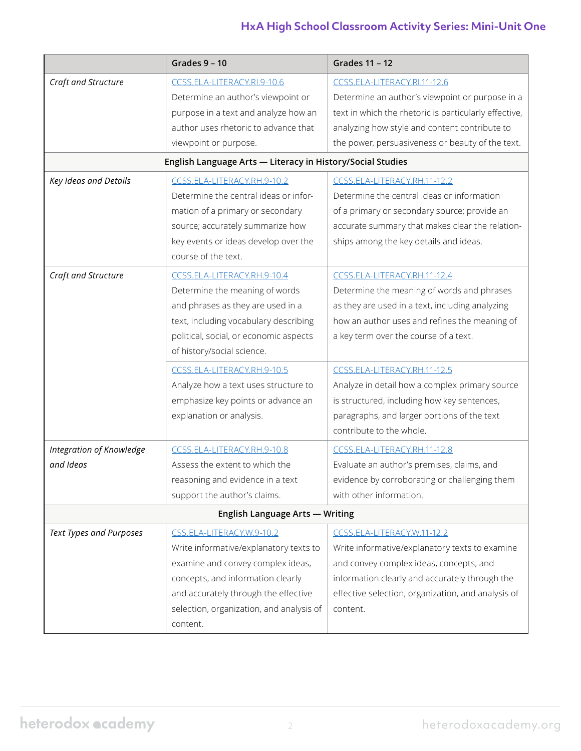| | Grades 9 – 10 | Grades 11 – 12 |
|---|---|---|
| *Craft and Structure* | CCSS.ELA-LITERACY.RI.9-10.6 Determine an author's viewpoint or purpose in a text and analyze how an author uses rhetoric to advance that viewpoint or purpose. | CCSS.ELA-LITERACY.RI.11-12.6 Determine an author's viewpoint or purpose in a text in which the rhetoric is particularly effective, analyzing how style and content contribute to the power, persuasiveness or beauty of the text. |
| **English Language Arts — Literacy in History/Social Studies** | | |
| *Key Ideas and Details* | CCSS.ELA-LITERACY.RH.9-10.2 Determine the central ideas or information of a primary or secondary source; accurately summarize how key events or ideas develop over the course of the text. | CCSS.ELA-LITERACY.RH.11-12.2 Determine the central ideas or information of a primary or secondary source; provide an accurate summary that makes clear the relationships among the key details and ideas. |
| *Craft and Structure* | CCSS.ELA-LITERACY.RH.9-10.4 Determine the meaning of words and phrases as they are used in a text, including vocabulary describing political, social, or economic aspects of history/social science. | CCSS.ELA-LITERACY.RH.11-12.4 Determine the meaning of words and phrases as they are used in a text, including analyzing how an author uses and refines the meaning of a key term over the course of a text. |
| | CCSS.ELA-LITERACY.RH.9-10.5 Analyze how a text uses structure to emphasize key points or advance an explanation or analysis. | CCSS.ELA-LITERACY.RH.11-12.5 Analyze in detail how a complex primary source is structured, including how key sentences, paragraphs, and larger portions of the text contribute to the whole. |
| *Integration of Knowledge and Ideas* | CCSS.ELA-LITERACY.RH.9-10.8 Assess the extent to which the reasoning and evidence in a text support the author's claims. | CCSS.ELA-LITERACY.RH.11-12.8 Evaluate an author's premises, claims, and evidence by corroborating or challenging them with other information. |
| **English Language Arts — Writing** | | |
| *Text Types and Purposes* | CSS.ELA-LITERACY.W.9-10.2 Write informative/explanatory texts to examine and convey complex ideas, concepts, and information clearly and accurately through the effective selection, organization, and analysis of content. | CCSS.ELA-LITERACY.W.11-12.2 Write informative/explanatory texts to examine and convey complex ideas, concepts, and information clearly and accurately through the effective selection, organization, and analysis of content. |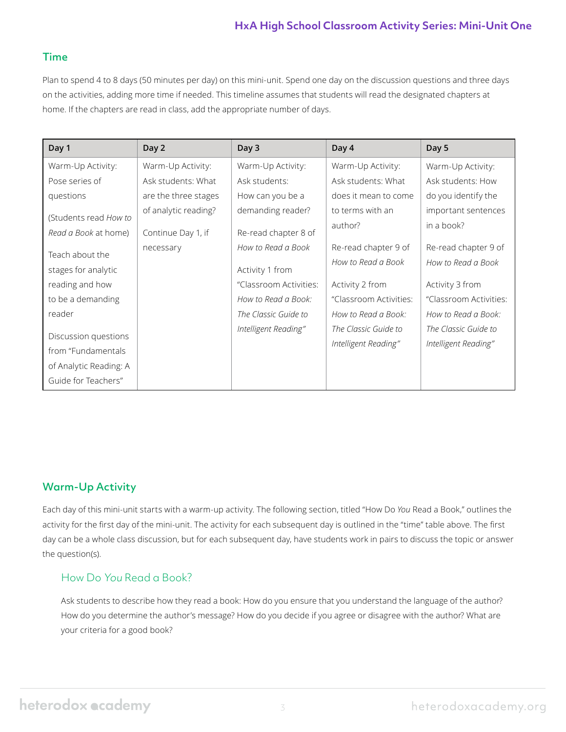## Time

Plan to spend 4 to 8 days (50 minutes per day) on this mini-unit. Spend one day on the discussion questions and three days on the activities, adding more time if needed. This timeline assumes that students will read the designated chapters at home. If the chapters are read in class, add the appropriate number of days.

| Day 1 | Day 2 | Day 3 | Day 4 | Day 5 |
|---|---|---|---|---|
| Warm-Up Activity: Pose series of questions<br><br>(Students read *How to Read a Book* at home)<br><br>Teach about the stages for analytic reading and how to be a demanding reader<br><br>Discussion questions from "Fundamentals of Analytic Reading: A Guide for Teachers" | Warm-Up Activity: Ask students: What are the three stages of analytic reading?<br><br>Continue Day 1, if necessary | Warm-Up Activity: Ask students: How can you be a demanding reader?<br><br>Re-read chapter 8 of *How to Read a Book*<br><br>Activity 1 from "Classroom Activities: *How to Read a Book: The Classic Guide to Intelligent Reading*" | Warm-Up Activity: Ask students: What does it mean to come to terms with an author?<br><br>Re-read chapter 9 of *How to Read a Book*<br><br>Activity 2 from "Classroom Activities: *How to Read a Book: The Classic Guide to Intelligent Reading*" | Warm-Up Activity: Ask students: How do you identify the important sentences in a book?<br><br>Re-read chapter 9 of *How to Read a Book*<br><br>Activity 3 from "Classroom Activities: *How to Read a Book: The Classic Guide to Intelligent Reading*" |

## Warm-Up Activity

Each day of this mini-unit starts with a warm-up activity. The following section, titled "How Do *You* Read a Book," outlines the activity for the first day of the mini-unit. The activity for each subsequent day is outlined in the "time" table above. The first day can be a whole class discussion, but for each subsequent day, have students work in pairs to discuss the topic or answer the question(s).

### How Do *You* Read a Book?

Ask students to describe how they read a book: How do you ensure that you understand the language of the author? How do you determine the author's message? How do you decide if you agree or disagree with the author? What are your criteria for a good book?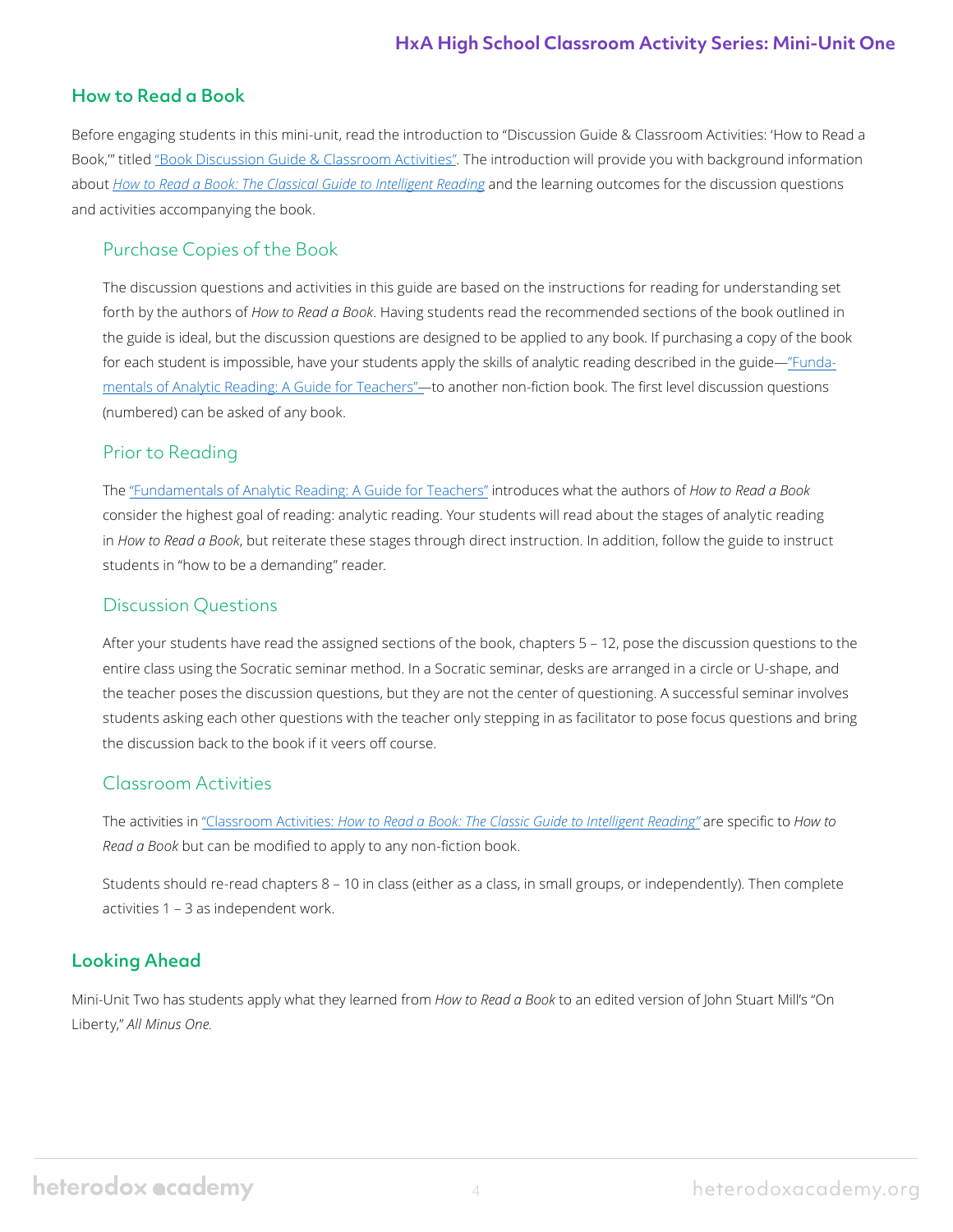## How to Read a Book

Before engaging students in this mini-unit, read the introduction to "Discussion Guide & Classroom Activities: 'How to Read a Book,'" titled "Book Discussion Guide & Classroom Activities". The introduction will provide you with background information about *How to Read a Book: The Classical Guide to Intelligent Reading* and the learning outcomes for the discussion questions and activities accompanying the book.

### Purchase Copies of the Book

The discussion questions and activities in this guide are based on the instructions for reading for understanding set forth by the authors of *How to Read a Book*. Having students read the recommended sections of the book outlined in the guide is ideal, but the discussion questions are designed to be applied to any book. If purchasing a copy of the book for each student is impossible, have your students apply the skills of analytic reading described in the guide—"Fundamentals of Analytic Reading: A Guide for Teachers"—to another non-fiction book. The first level discussion questions (numbered) can be asked of any book.

### Prior to Reading

The "Fundamentals of Analytic Reading: A Guide for Teachers" introduces what the authors of *How to Read a Book* consider the highest goal of reading: analytic reading. Your students will read about the stages of analytic reading in *How to Read a Book*, but reiterate these stages through direct instruction. In addition, follow the guide to instruct students in "how to be a demanding" reader.

### Discussion Questions

After your students have read the assigned sections of the book, chapters 5 – 12, pose the discussion questions to the entire class using the Socratic seminar method. In a Socratic seminar, desks are arranged in a circle or U-shape, and the teacher poses the discussion questions, but they are not the center of questioning. A successful seminar involves students asking each other questions with the teacher only stepping in as facilitator to pose focus questions and bring the discussion back to the book if it veers off course.

### Classroom Activities

The activities in "Classroom Activities: *How to Read a Book: The Classic Guide to Intelligent Reading*" are specific to *How to Read a Book* but can be modified to apply to any non-fiction book.

Students should re-read chapters 8 – 10 in class (either as a class, in small groups, or independently). Then complete activities 1 – 3 as independent work.

## Looking Ahead

Mini-Unit Two has students apply what they learned from *How to Read a Book* to an edited version of John Stuart Mill's "On Liberty," *All Minus One.*